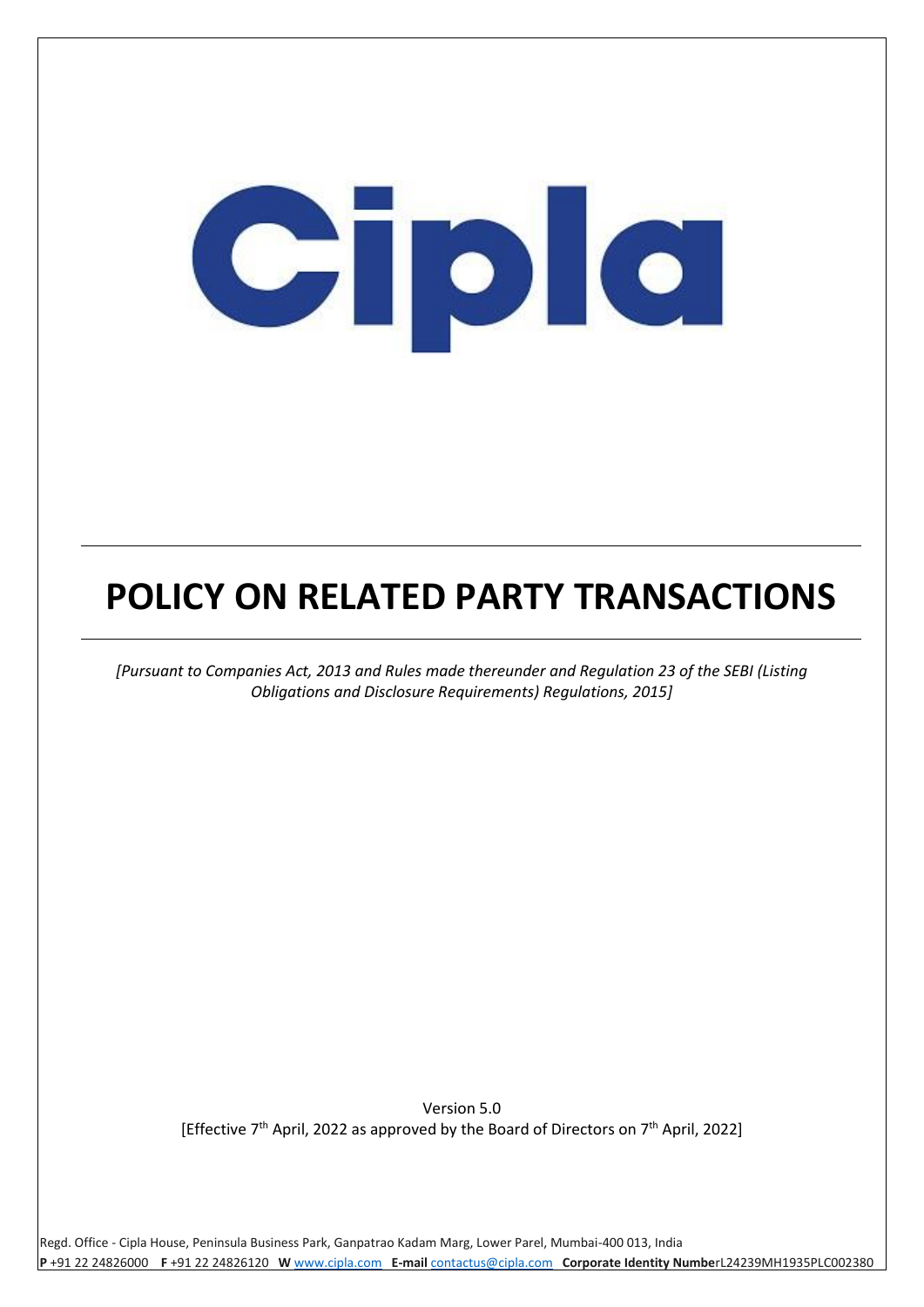Cipla

# POLICY ON RELATED PARTY TRANSACTIONS

*[Pursuant to Companies Act, 2013 and Rules made thereunder and Regulation 23 of the SEBI (Listing Obligations and Disclosure Requirements) Regulations, 2015]*

Version 5.0

[Effective 7th April, 2022 as approved by the Board of Directors on 7th April, 2022]

Regd. Office - Cipla House, Peninsula Business Park, Ganpatrao Kadam Marg, Lower Parel, Mumbai-400 013, India

**P** +91 22 24826000 **F** +91 22 24826120 **W** www.cipla.com **E-mail** contactus@cipla.com **Corporate Identity Numbe**rL24239MH1935PLC002380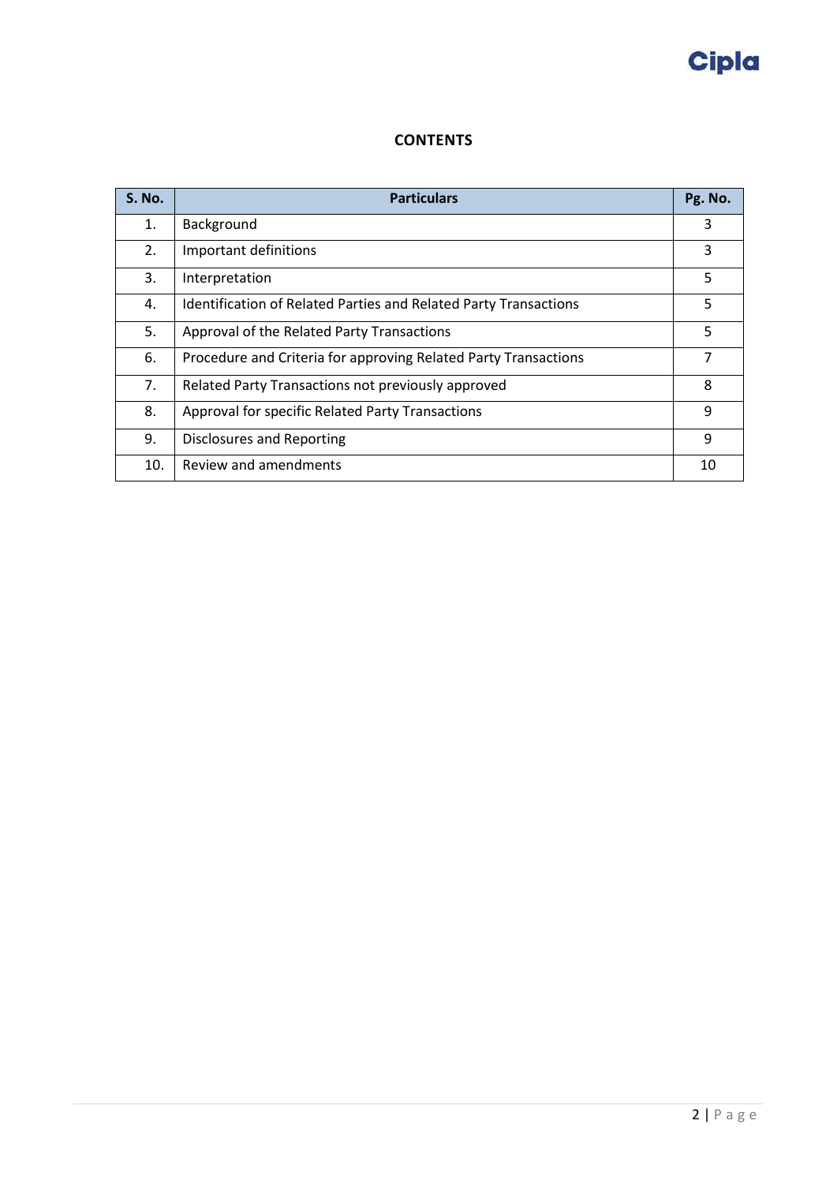## CONTENTS

| S. No. | Particulars | Pg. No. |
|---|---|---|
| 1. | Background | 3 |
| 2. | Important definitions | 3 |
| 3. | Interpretation | 5 |
| 4. | Identification of Related Parties and Related Party Transactions | 5 |
| 5. | Approval of the Related Party Transactions | 5 |
| 6. | Procedure and Criteria for approving Related Party Transactions | 7 |
| 7. | Related Party Transactions not previously approved | 8 |
| 8. | Approval for specific Related Party Transactions | 9 |
| 9. | Disclosures and Reporting | 9 |
| 10. | Review and amendments | 10 |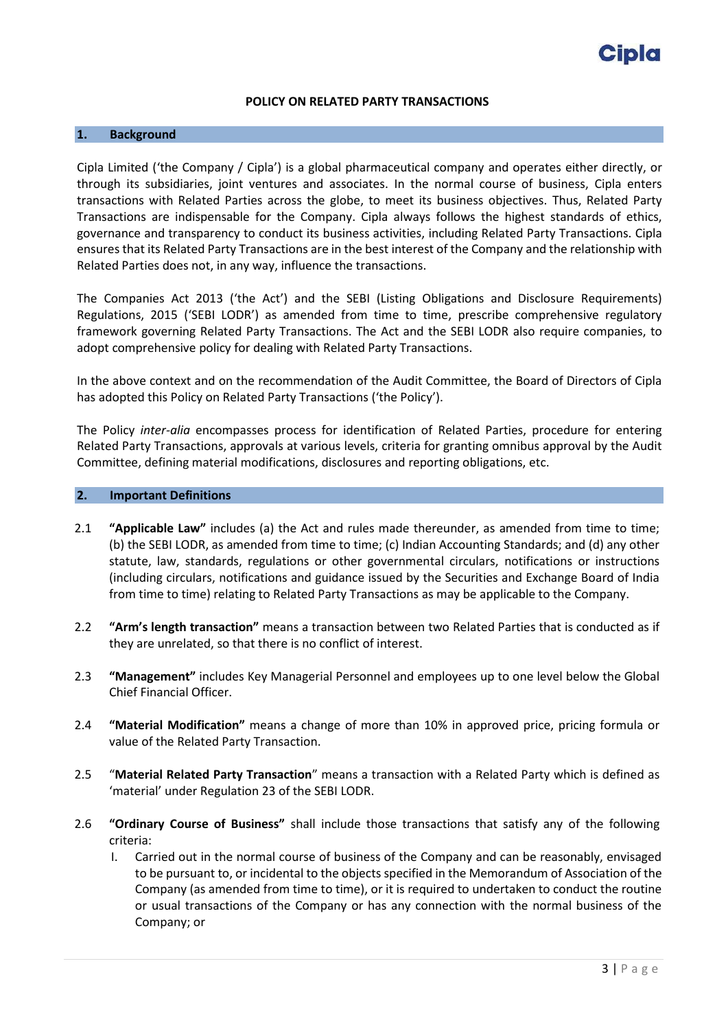**POLICY ON RELATED PARTY TRANSACTIONS**

## 1. Background

Cipla Limited ('the Company / Cipla') is a global pharmaceutical company and operates either directly, or through its subsidiaries, joint ventures and associates. In the normal course of business, Cipla enters transactions with Related Parties across the globe, to meet its business objectives. Thus, Related Party Transactions are indispensable for the Company. Cipla always follows the highest standards of ethics, governance and transparency to conduct its business activities, including Related Party Transactions. Cipla ensures that its Related Party Transactions are in the best interest of the Company and the relationship with Related Parties does not, in any way, influence the transactions.

The Companies Act 2013 ('the Act') and the SEBI (Listing Obligations and Disclosure Requirements) Regulations, 2015 ('SEBI LODR') as amended from time to time, prescribe comprehensive regulatory framework governing Related Party Transactions. The Act and the SEBI LODR also require companies, to adopt comprehensive policy for dealing with Related Party Transactions.

In the above context and on the recommendation of the Audit Committee, the Board of Directors of Cipla has adopted this Policy on Related Party Transactions ('the Policy').

The Policy *inter-alia* encompasses process for identification of Related Parties, procedure for entering Related Party Transactions, approvals at various levels, criteria for granting omnibus approval by the Audit Committee, defining material modifications, disclosures and reporting obligations, etc.

## 2. Important Definitions

2.1 **"Applicable Law"** includes (a) the Act and rules made thereunder, as amended from time to time; (b) the SEBI LODR, as amended from time to time; (c) Indian Accounting Standards; and (d) any other statute, law, standards, regulations or other governmental circulars, notifications or instructions (including circulars, notifications and guidance issued by the Securities and Exchange Board of India from time to time) relating to Related Party Transactions as may be applicable to the Company.

2.2 **"Arm's length transaction"** means a transaction between two Related Parties that is conducted as if they are unrelated, so that there is no conflict of interest.

2.3 **"Management"** includes Key Managerial Personnel and employees up to one level below the Global Chief Financial Officer.

2.4 **"Material Modification"** means a change of more than 10% in approved price, pricing formula or value of the Related Party Transaction.

2.5 "**Material Related Party Transaction**" means a transaction with a Related Party which is defined as 'material' under Regulation 23 of the SEBI LODR.

2.6 **"Ordinary Course of Business"** shall include those transactions that satisfy any of the following criteria:

I. Carried out in the normal course of business of the Company and can be reasonably, envisaged to be pursuant to, or incidental to the objects specified in the Memorandum of Association of the Company (as amended from time to time), or it is required to undertaken to conduct the routine or usual transactions of the Company or has any connection with the normal business of the Company; or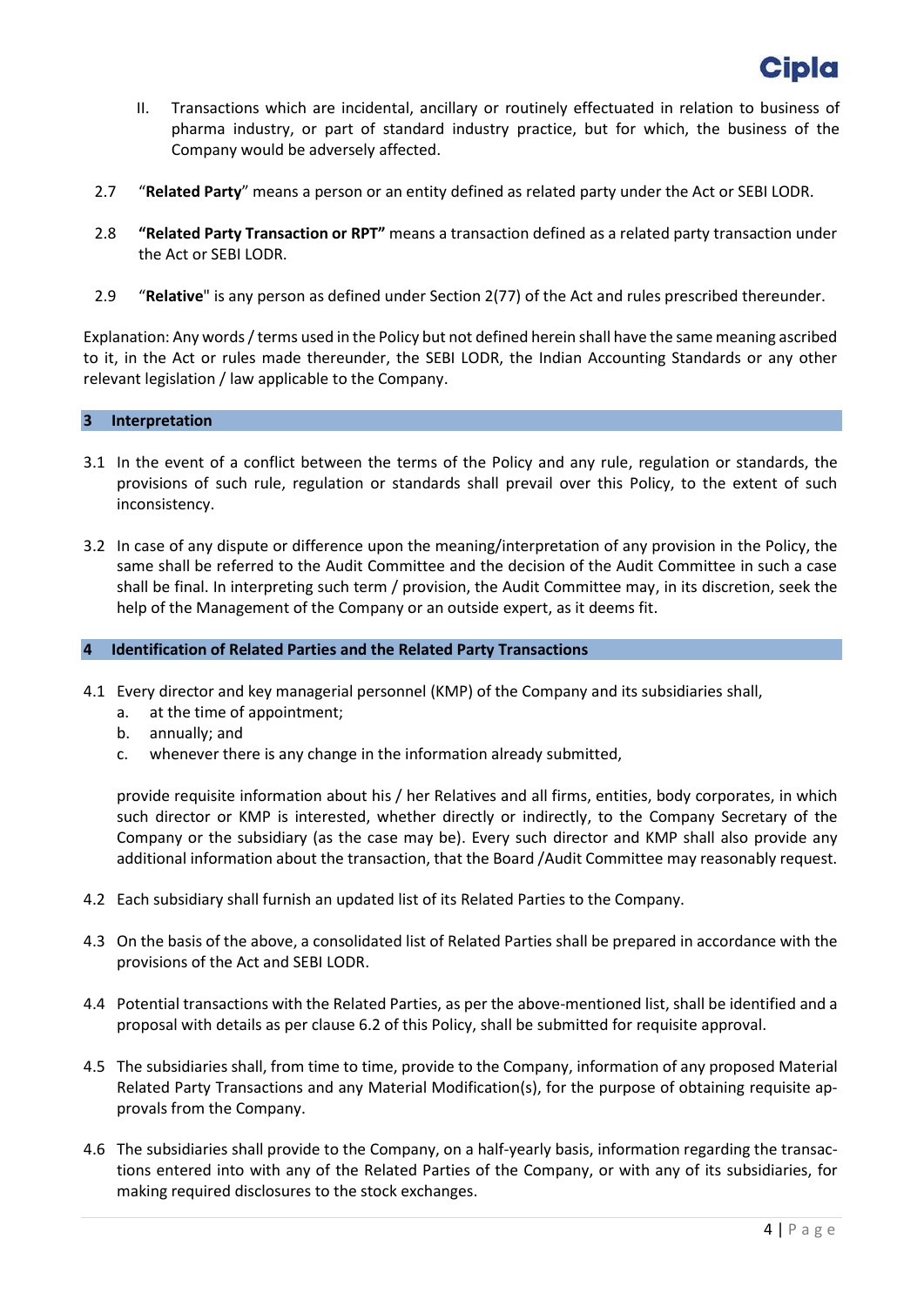II. Transactions which are incidental, ancillary or routinely effectuated in relation to business of pharma industry, or part of standard industry practice, but for which, the business of the Company would be adversely affected.

2.7 "**Related Party**" means a person or an entity defined as related party under the Act or SEBI LODR.

2.8 **"Related Party Transaction or RPT"** means a transaction defined as a related party transaction under the Act or SEBI LODR.

2.9 "**Relative**" is any person as defined under Section 2(77) of the Act and rules prescribed thereunder.

Explanation: Any words / terms used in the Policy but not defined herein shall have the same meaning ascribed to it, in the Act or rules made thereunder, the SEBI LODR, the Indian Accounting Standards or any other relevant legislation / law applicable to the Company.

## 3 Interpretation

3.1 In the event of a conflict between the terms of the Policy and any rule, regulation or standards, the provisions of such rule, regulation or standards shall prevail over this Policy, to the extent of such inconsistency.

3.2 In case of any dispute or difference upon the meaning/interpretation of any provision in the Policy, the same shall be referred to the Audit Committee and the decision of the Audit Committee in such a case shall be final. In interpreting such term / provision, the Audit Committee may, in its discretion, seek the help of the Management of the Company or an outside expert, as it deems fit.

## 4 Identification of Related Parties and the Related Party Transactions

4.1 Every director and key managerial personnel (KMP) of the Company and its subsidiaries shall,

a. at the time of appointment;
b. annually; and
c. whenever there is any change in the information already submitted,

provide requisite information about his / her Relatives and all firms, entities, body corporates, in which such director or KMP is interested, whether directly or indirectly, to the Company Secretary of the Company or the subsidiary (as the case may be). Every such director and KMP shall also provide any additional information about the transaction, that the Board /Audit Committee may reasonably request.

4.2 Each subsidiary shall furnish an updated list of its Related Parties to the Company.

4.3 On the basis of the above, a consolidated list of Related Parties shall be prepared in accordance with the provisions of the Act and SEBI LODR.

4.4 Potential transactions with the Related Parties, as per the above-mentioned list, shall be identified and a proposal with details as per clause 6.2 of this Policy, shall be submitted for requisite approval.

4.5 The subsidiaries shall, from time to time, provide to the Company, information of any proposed Material Related Party Transactions and any Material Modification(s), for the purpose of obtaining requisite approvals from the Company.

4.6 The subsidiaries shall provide to the Company, on a half-yearly basis, information regarding the transactions entered into with any of the Related Parties of the Company, or with any of its subsidiaries, for making required disclosures to the stock exchanges.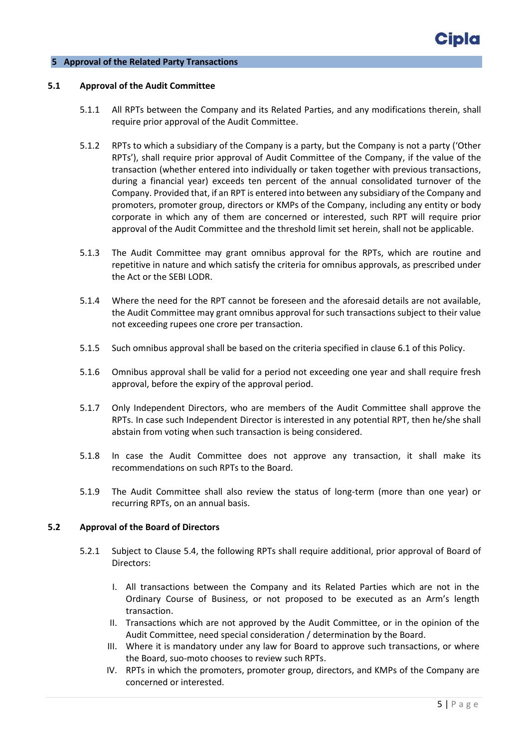## 5 Approval of the Related Party Transactions

### 5.1 Approval of the Audit Committee

5.1.1 All RPTs between the Company and its Related Parties, and any modifications therein, shall require prior approval of the Audit Committee.

5.1.2 RPTs to which a subsidiary of the Company is a party, but the Company is not a party ('Other RPTs'), shall require prior approval of Audit Committee of the Company, if the value of the transaction (whether entered into individually or taken together with previous transactions, during a financial year) exceeds ten percent of the annual consolidated turnover of the Company. Provided that, if an RPT is entered into between any subsidiary of the Company and promoters, promoter group, directors or KMPs of the Company, including any entity or body corporate in which any of them are concerned or interested, such RPT will require prior approval of the Audit Committee and the threshold limit set herein, shall not be applicable.

5.1.3 The Audit Committee may grant omnibus approval for the RPTs, which are routine and repetitive in nature and which satisfy the criteria for omnibus approvals, as prescribed under the Act or the SEBI LODR.

5.1.4 Where the need for the RPT cannot be foreseen and the aforesaid details are not available, the Audit Committee may grant omnibus approval for such transactions subject to their value not exceeding rupees one crore per transaction.

5.1.5 Such omnibus approval shall be based on the criteria specified in clause 6.1 of this Policy.

5.1.6 Omnibus approval shall be valid for a period not exceeding one year and shall require fresh approval, before the expiry of the approval period.

5.1.7 Only Independent Directors, who are members of the Audit Committee shall approve the RPTs. In case such Independent Director is interested in any potential RPT, then he/she shall abstain from voting when such transaction is being considered.

5.1.8 In case the Audit Committee does not approve any transaction, it shall make its recommendations on such RPTs to the Board.

5.1.9 The Audit Committee shall also review the status of long-term (more than one year) or recurring RPTs, on an annual basis.

### 5.2 Approval of the Board of Directors

5.2.1 Subject to Clause 5.4, the following RPTs shall require additional, prior approval of Board of Directors:

I. All transactions between the Company and its Related Parties which are not in the Ordinary Course of Business, or not proposed to be executed as an Arm's length transaction.

II. Transactions which are not approved by the Audit Committee, or in the opinion of the Audit Committee, need special consideration / determination by the Board.

III. Where it is mandatory under any law for Board to approve such transactions, or where the Board, suo-moto chooses to review such RPTs.

IV. RPTs in which the promoters, promoter group, directors, and KMPs of the Company are concerned or interested.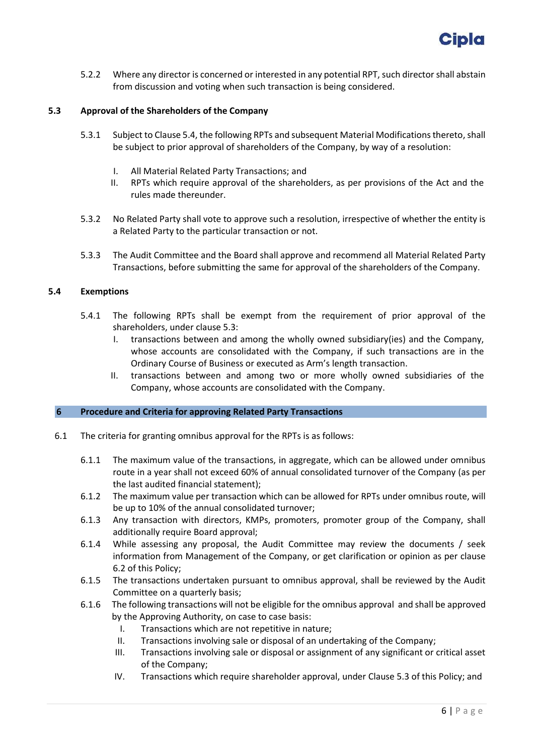5.2.2 Where any director is concerned or interested in any potential RPT, such director shall abstain from discussion and voting when such transaction is being considered.

### 5.3 Approval of the Shareholders of the Company

5.3.1 Subject to Clause 5.4, the following RPTs and subsequent Material Modifications thereto, shall be subject to prior approval of shareholders of the Company, by way of a resolution:

- I. All Material Related Party Transactions; and
- II. RPTs which require approval of the shareholders, as per provisions of the Act and the rules made thereunder.

5.3.2 No Related Party shall vote to approve such a resolution, irrespective of whether the entity is a Related Party to the particular transaction or not.

5.3.3 The Audit Committee and the Board shall approve and recommend all Material Related Party Transactions, before submitting the same for approval of the shareholders of the Company.

### 5.4 Exemptions

5.4.1 The following RPTs shall be exempt from the requirement of prior approval of the shareholders, under clause 5.3:

- I. transactions between and among the wholly owned subsidiary(ies) and the Company, whose accounts are consolidated with the Company, if such transactions are in the Ordinary Course of Business or executed as Arm's length transaction.
- II. transactions between and among two or more wholly owned subsidiaries of the Company, whose accounts are consolidated with the Company.

## 6 Procedure and Criteria for approving Related Party Transactions

6.1 The criteria for granting omnibus approval for the RPTs is as follows:

6.1.1 The maximum value of the transactions, in aggregate, which can be allowed under omnibus route in a year shall not exceed 60% of annual consolidated turnover of the Company (as per the last audited financial statement);

6.1.2 The maximum value per transaction which can be allowed for RPTs under omnibus route, will be up to 10% of the annual consolidated turnover;

6.1.3 Any transaction with directors, KMPs, promoters, promoter group of the Company, shall additionally require Board approval;

6.1.4 While assessing any proposal, the Audit Committee may review the documents / seek information from Management of the Company, or get clarification or opinion as per clause 6.2 of this Policy;

6.1.5 The transactions undertaken pursuant to omnibus approval, shall be reviewed by the Audit Committee on a quarterly basis;

6.1.6 The following transactions will not be eligible for the omnibus approval and shall be approved by the Approving Authority, on case to case basis:

- I. Transactions which are not repetitive in nature;
- II. Transactions involving sale or disposal of an undertaking of the Company;
- III. Transactions involving sale or disposal or assignment of any significant or critical asset of the Company;
- IV. Transactions which require shareholder approval, under Clause 5.3 of this Policy; and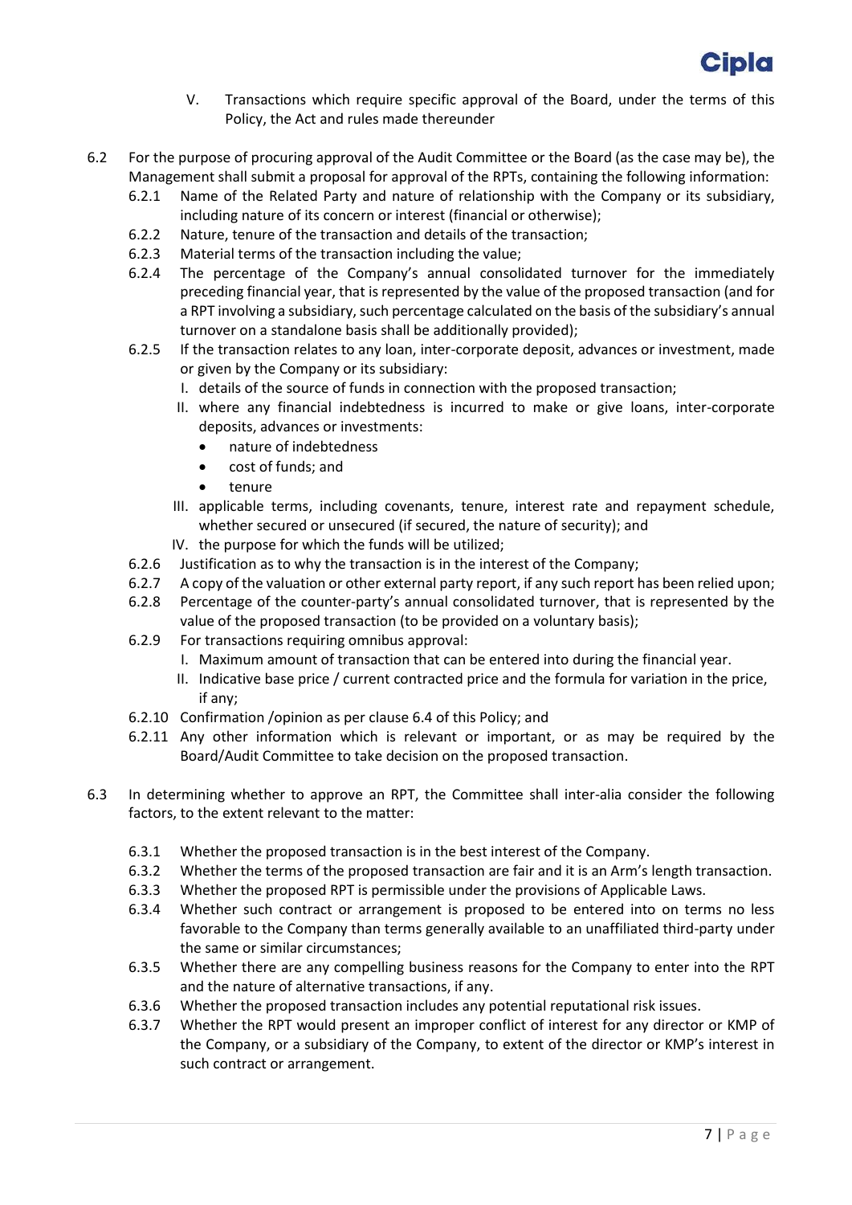V. Transactions which require specific approval of the Board, under the terms of this Policy, the Act and rules made thereunder

6.2 For the purpose of procuring approval of the Audit Committee or the Board (as the case may be), the Management shall submit a proposal for approval of the RPTs, containing the following information:

6.2.1 Name of the Related Party and nature of relationship with the Company or its subsidiary, including nature of its concern or interest (financial or otherwise);

6.2.2 Nature, tenure of the transaction and details of the transaction;

6.2.3 Material terms of the transaction including the value;

6.2.4 The percentage of the Company's annual consolidated turnover for the immediately preceding financial year, that is represented by the value of the proposed transaction (and for a RPT involving a subsidiary, such percentage calculated on the basis of the subsidiary's annual turnover on a standalone basis shall be additionally provided);

6.2.5 If the transaction relates to any loan, inter-corporate deposit, advances or investment, made or given by the Company or its subsidiary:

I. details of the source of funds in connection with the proposed transaction;

II. where any financial indebtedness is incurred to make or give loans, inter-corporate deposits, advances or investments:
- nature of indebtedness
- cost of funds; and
- tenure

III. applicable terms, including covenants, tenure, interest rate and repayment schedule, whether secured or unsecured (if secured, the nature of security); and

IV. the purpose for which the funds will be utilized;

6.2.6 Justification as to why the transaction is in the interest of the Company;

6.2.7 A copy of the valuation or other external party report, if any such report has been relied upon;

6.2.8 Percentage of the counter-party's annual consolidated turnover, that is represented by the value of the proposed transaction (to be provided on a voluntary basis);

6.2.9 For transactions requiring omnibus approval:

I. Maximum amount of transaction that can be entered into during the financial year.

II. Indicative base price / current contracted price and the formula for variation in the price, if any;

6.2.10 Confirmation /opinion as per clause 6.4 of this Policy; and

6.2.11 Any other information which is relevant or important, or as may be required by the Board/Audit Committee to take decision on the proposed transaction.

6.3 In determining whether to approve an RPT, the Committee shall inter-alia consider the following factors, to the extent relevant to the matter:

6.3.1 Whether the proposed transaction is in the best interest of the Company.

6.3.2 Whether the terms of the proposed transaction are fair and it is an Arm's length transaction.

6.3.3 Whether the proposed RPT is permissible under the provisions of Applicable Laws.

6.3.4 Whether such contract or arrangement is proposed to be entered into on terms no less favorable to the Company than terms generally available to an unaffiliated third-party under the same or similar circumstances;

6.3.5 Whether there are any compelling business reasons for the Company to enter into the RPT and the nature of alternative transactions, if any.

6.3.6 Whether the proposed transaction includes any potential reputational risk issues.

6.3.7 Whether the RPT would present an improper conflict of interest for any director or KMP of the Company, or a subsidiary of the Company, to extent of the director or KMP's interest in such contract or arrangement.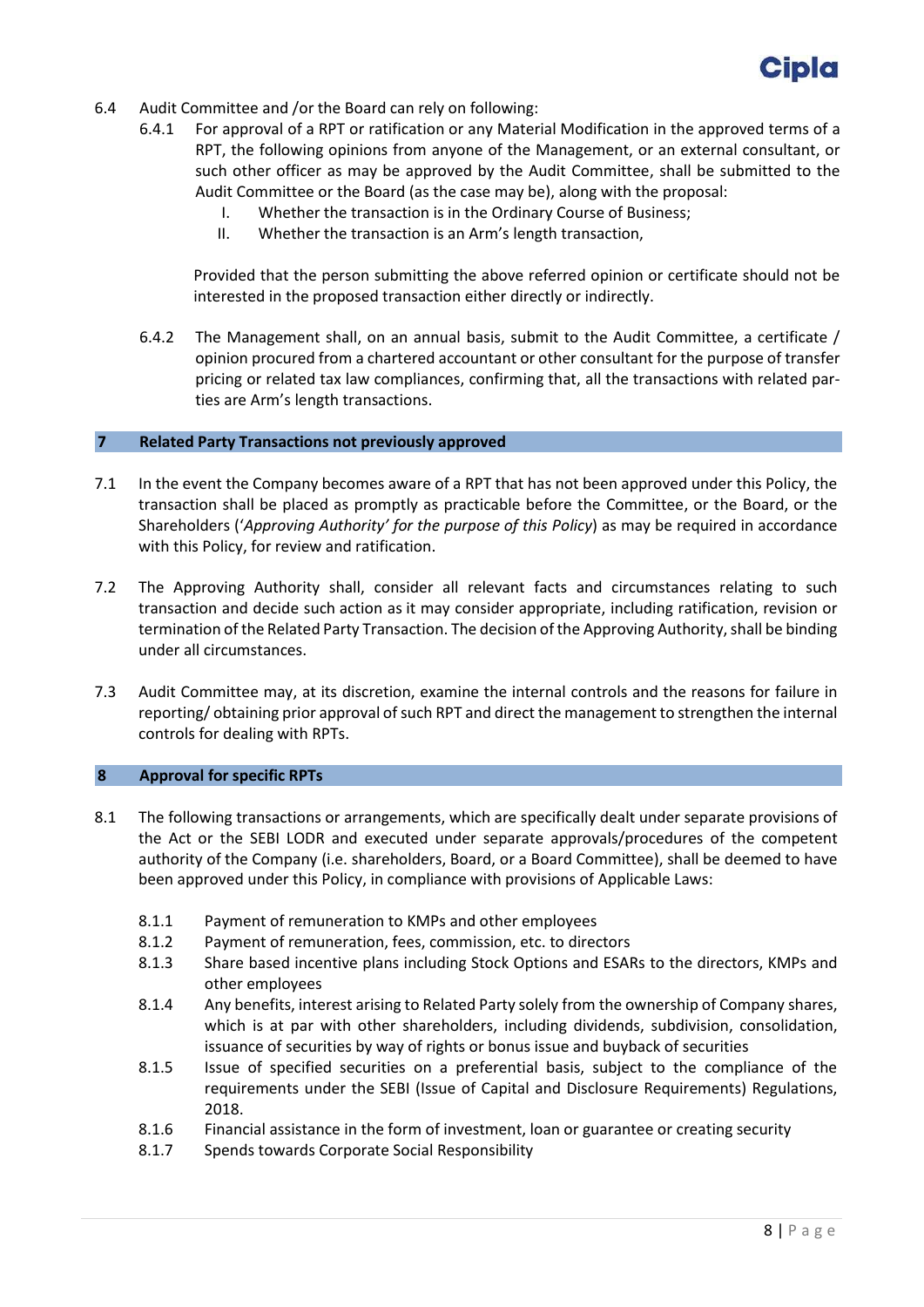6.4 Audit Committee and /or the Board can rely on following:

6.4.1 For approval of a RPT or ratification or any Material Modification in the approved terms of a RPT, the following opinions from anyone of the Management, or an external consultant, or such other officer as may be approved by the Audit Committee, shall be submitted to the Audit Committee or the Board (as the case may be), along with the proposal:

I. Whether the transaction is in the Ordinary Course of Business;

II. Whether the transaction is an Arm's length transaction,

Provided that the person submitting the above referred opinion or certificate should not be interested in the proposed transaction either directly or indirectly.

6.4.2 The Management shall, on an annual basis, submit to the Audit Committee, a certificate / opinion procured from a chartered accountant or other consultant for the purpose of transfer pricing or related tax law compliances, confirming that, all the transactions with related parties are Arm's length transactions.

## 7 Related Party Transactions not previously approved

7.1 In the event the Company becomes aware of a RPT that has not been approved under this Policy, the transaction shall be placed as promptly as practicable before the Committee, or the Board, or the Shareholders (*'Approving Authority' for the purpose of this Policy*) as may be required in accordance with this Policy, for review and ratification.

7.2 The Approving Authority shall, consider all relevant facts and circumstances relating to such transaction and decide such action as it may consider appropriate, including ratification, revision or termination of the Related Party Transaction. The decision of the Approving Authority, shall be binding under all circumstances.

7.3 Audit Committee may, at its discretion, examine the internal controls and the reasons for failure in reporting/ obtaining prior approval of such RPT and direct the management to strengthen the internal controls for dealing with RPTs.

## 8 Approval for specific RPTs

8.1 The following transactions or arrangements, which are specifically dealt under separate provisions of the Act or the SEBI LODR and executed under separate approvals/procedures of the competent authority of the Company (i.e. shareholders, Board, or a Board Committee), shall be deemed to have been approved under this Policy, in compliance with provisions of Applicable Laws:

8.1.1 Payment of remuneration to KMPs and other employees

8.1.2 Payment of remuneration, fees, commission, etc. to directors

8.1.3 Share based incentive plans including Stock Options and ESARs to the directors, KMPs and other employees

8.1.4 Any benefits, interest arising to Related Party solely from the ownership of Company shares, which is at par with other shareholders, including dividends, subdivision, consolidation, issuance of securities by way of rights or bonus issue and buyback of securities

8.1.5 Issue of specified securities on a preferential basis, subject to the compliance of the requirements under the SEBI (Issue of Capital and Disclosure Requirements) Regulations, 2018.

8.1.6 Financial assistance in the form of investment, loan or guarantee or creating security

8.1.7 Spends towards Corporate Social Responsibility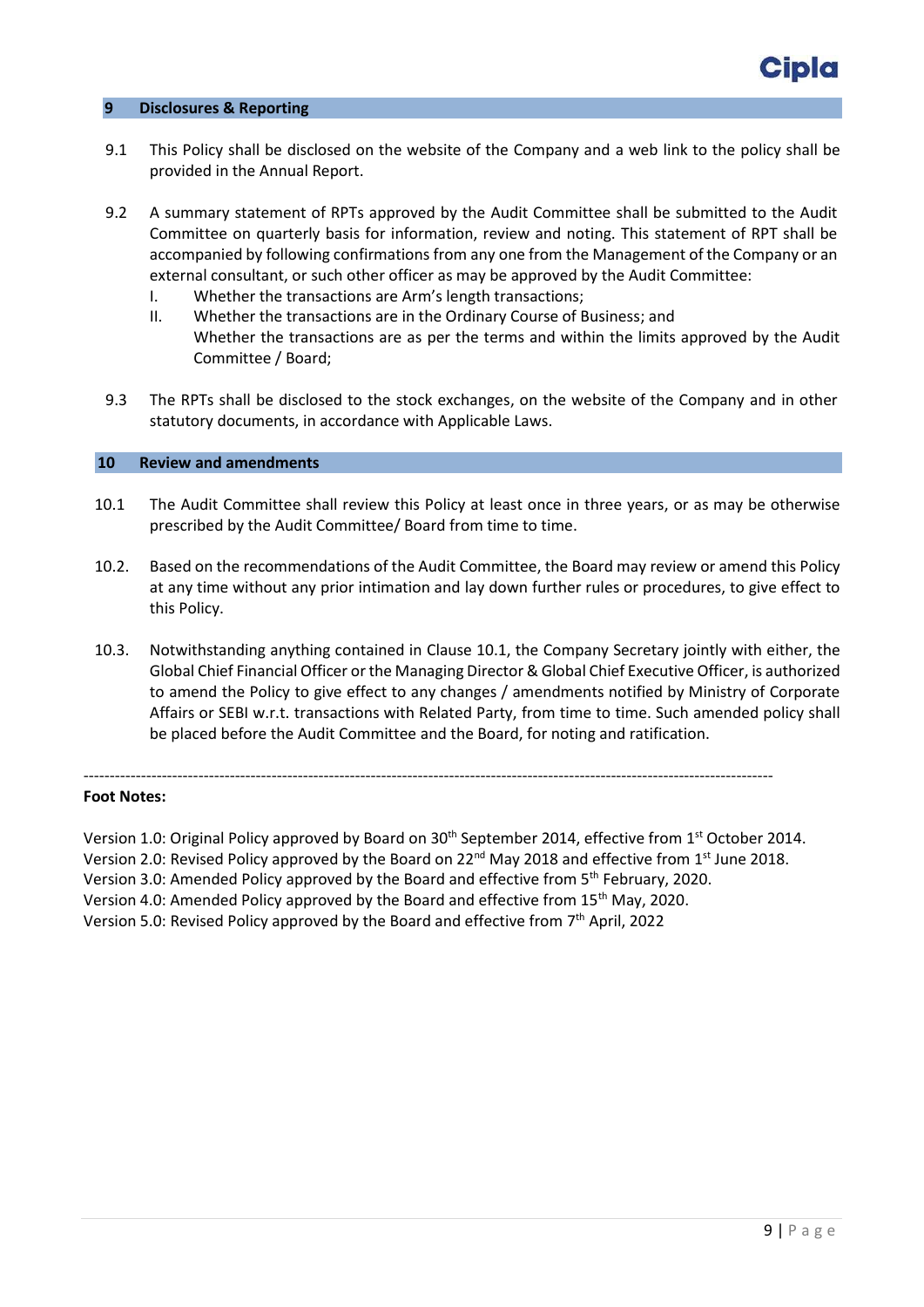## 9 Disclosures & Reporting

9.1 This Policy shall be disclosed on the website of the Company and a web link to the policy shall be provided in the Annual Report.

9.2 A summary statement of RPTs approved by the Audit Committee shall be submitted to the Audit Committee on quarterly basis for information, review and noting. This statement of RPT shall be accompanied by following confirmations from any one from the Management of the Company or an external consultant, or such other officer as may be approved by the Audit Committee:

I. Whether the transactions are Arm's length transactions;
II. Whether the transactions are in the Ordinary Course of Business; and
Whether the transactions are as per the terms and within the limits approved by the Audit Committee / Board;

9.3 The RPTs shall be disclosed to the stock exchanges, on the website of the Company and in other statutory documents, in accordance with Applicable Laws.

## 10 Review and amendments

10.1 The Audit Committee shall review this Policy at least once in three years, or as may be otherwise prescribed by the Audit Committee/ Board from time to time.

10.2. Based on the recommendations of the Audit Committee, the Board may review or amend this Policy at any time without any prior intimation and lay down further rules or procedures, to give effect to this Policy.

10.3. Notwithstanding anything contained in Clause 10.1, the Company Secretary jointly with either, the Global Chief Financial Officer or the Managing Director & Global Chief Executive Officer, is authorized to amend the Policy to give effect to any changes / amendments notified by Ministry of Corporate Affairs or SEBI w.r.t. transactions with Related Party, from time to time. Such amended policy shall be placed before the Audit Committee and the Board, for noting and ratification.

---

**Foot Notes:**

Version 1.0: Original Policy approved by Board on 30th September 2014, effective from 1st October 2014.
Version 2.0: Revised Policy approved by the Board on 22nd May 2018 and effective from 1st June 2018.
Version 3.0: Amended Policy approved by the Board and effective from 5th February, 2020.
Version 4.0: Amended Policy approved by the Board and effective from 15th May, 2020.
Version 5.0: Revised Policy approved by the Board and effective from 7th April, 2022